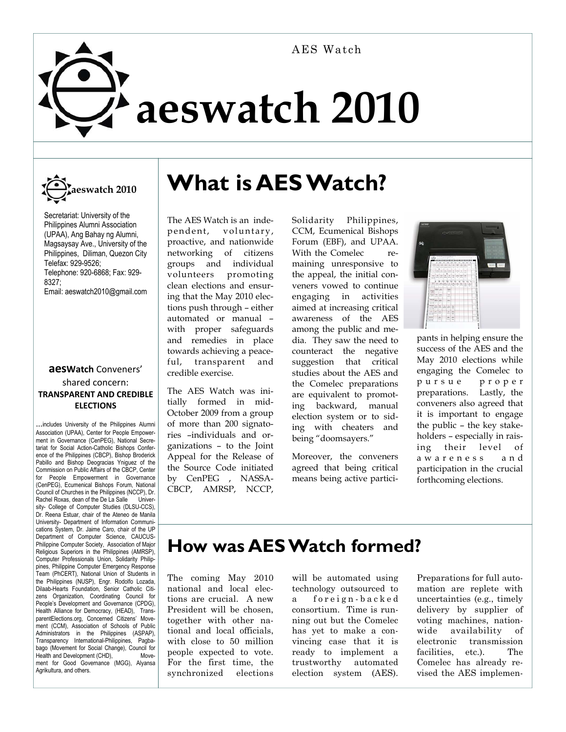AES Watch

# aeswatch 2010

**aeswatch 2010**

Secretariat: University of the Philippines Alumni Association (UPAA), Ang Bahay ng Alumni, Magsaysay Ave., University of the Philippines, Diliman, Quezon City
Telefax: 929-9526;
Telephone: 920-6868; Fax: 929-8327;
Email: aeswatch2010@gmail.com

**aesWatch** Conveners' shared concern:
**TRANSPARENT AND CREDIBLE ELECTIONS**

...includes University of the Philippines Alumni Association (UPAA), Center for People Empowerment in Governance (CenPEG), National Secretariat for Social Action-Catholic Bishops Conference of the Philippines (CBCP), Bishop Broderick Pabillo and Bishop Deogracias Yniguez of the Commission on Public Affairs of the CBCP, Center for People Empowerment in Governance (CenPEG), Ecumenical Bishops Forum, National Council of Churches in the Philippines (NCCP), Dr. Rachel Roxas, dean of the De La Salle University- College of Computer Studies (DLSU-CCS), Dr. Reena Estuar, chair of the Ateneo de Manila University- Department of Information Communications System, Dr. Jaime Caro, chair of the UP Department of Computer Science, CAUCUS-Philippine Computer Society, Association of Major Religious Superiors in the Philippines (AMRSP), Computer Professionals Union, Solidarity Philippines, Philippine Computer Emergency Response Team (PhCERT), National Union of Students in the Philippines (NUSP), Engr. Rodolfo Lozada, Dilaab-Hearts Foundation, Senior Catholic Citizens Organization, Coordinating Council for People's Development and Governance (CPDG), Health Alliance for Democracy, (HEAD), TransparentElections.org, Concerned Citizens' Movement (CCM), Association of Schools of Public Administrators in the Philippines (ASPAP), Transparency International-Philippines, Pagbabago (Movement for Social Change), Council for Health and Development (CHD), Movement for Good Governance (MGG), Alyansa Agrikultura, and others.

## What is AES Watch?

The AES Watch is an independent, voluntary, proactive, and nationwide networking of citizens groups and individual volunteers promoting clean elections and ensuring that the May 2010 elections push through – either automated or manual – with proper safeguards and remedies in place towards achieving a peaceful, transparent and credible exercise.

The AES Watch was initially formed in mid-October 2009 from a group of more than 200 signatories –individuals and organizations – to the Joint Appeal for the Release of the Source Code initiated by CenPEG , NASSA-CBCP, AMRSP, NCCP, Solidarity Philippines, CCM, Ecumenical Bishops Forum (EBF), and UPAA. With the Comelec remaining unresponsive to the appeal, the initial conveners vowed to continue engaging in activities aimed at increasing critical awareness of the AES among the public and media. They saw the need to counteract the negative suggestion that critical studies about the AES and the Comelec preparations are equivalent to promoting backward, manual election system or to siding with cheaters and being "doomsayers."

Moreover, the conveners agreed that being critical means being active participants in helping ensure the success of the AES and the May 2010 elections while engaging the Comelec to pursue proper preparations. Lastly, the conveners also agreed that it is important to engage the public – the key stakeholders – especially in raising their level of awareness and participation in the crucial forthcoming elections.

## How was AES Watch formed?

The coming May 2010 national and local elections are crucial. A new President will be chosen, together with other national and local officials, with close to 50 million people expected to vote. For the first time, the synchronized elections will be automated using technology outsourced to a foreign-backed consortium. Time is running out but the Comelec has yet to make a convincing case that it is ready to implement a trustworthy automated election system (AES). Preparations for full automation are replete with uncertainties (e.g., timely delivery by supplier of voting machines, nationwide availability of electronic transmission facilities, etc.). The Comelec has already revised the AES implemen-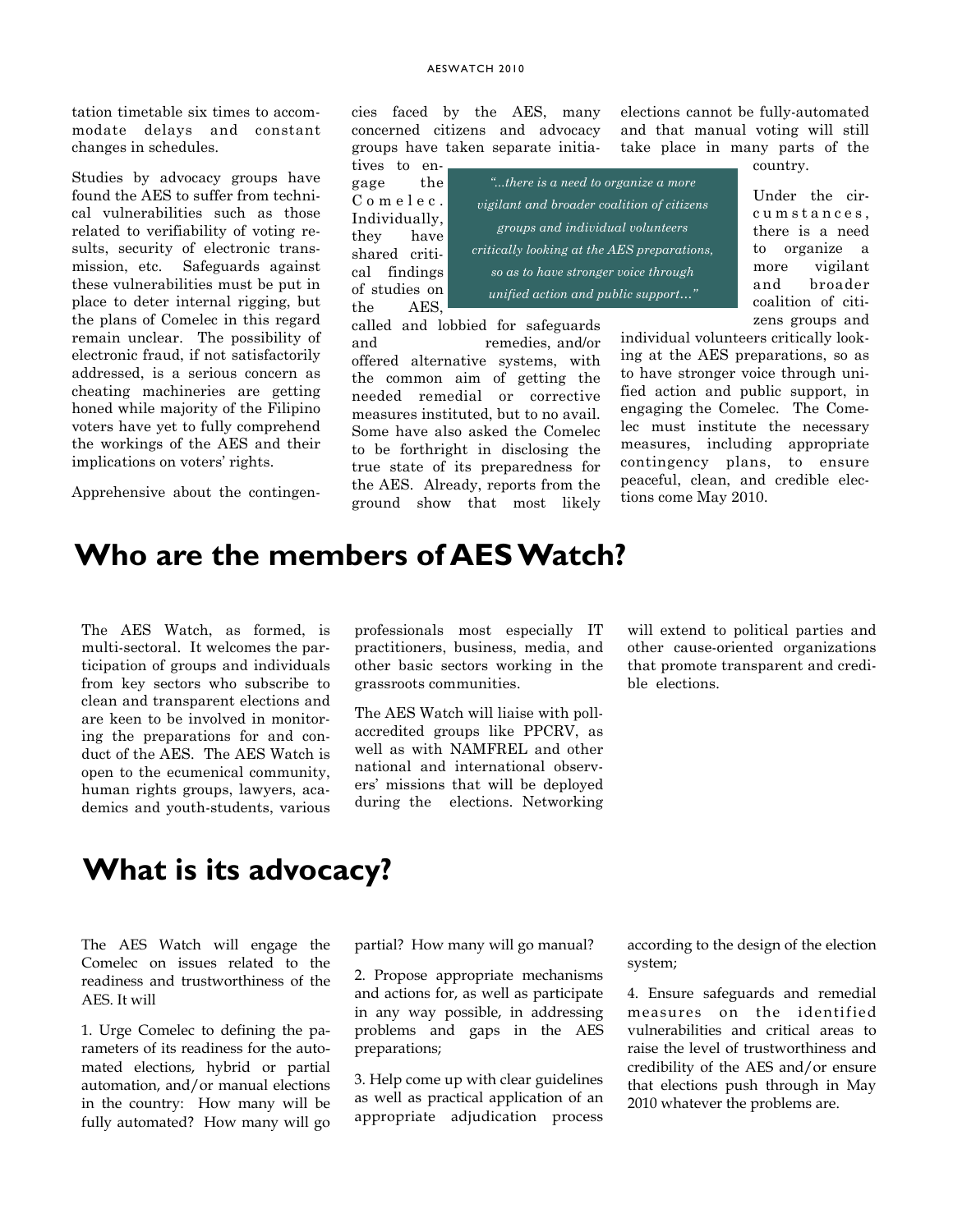tation timetable six times to accommodate delays and constant changes in schedules.

Studies by advocacy groups have found the AES to suffer from technical vulnerabilities such as those related to verifiability of voting results, security of electronic transmission, etc. Safeguards against these vulnerabilities must be put in place to deter internal rigging, but the plans of Comelec in this regard remain unclear. The possibility of electronic fraud, if not satisfactorily addressed, is a serious concern as cheating machineries are getting honed while majority of the Filipino voters have yet to fully comprehend the workings of the AES and their implications on voters' rights.

Apprehensive about the contingencies faced by the AES, many concerned citizens and advocacy groups have taken separate initiatives to engage the Comelec. Individually, they have shared critical findings of studies on the AES, called and lobbied for safeguards and remedies, and/or offered alternative systems, with the common aim of getting the needed remedial or corrective measures instituted, but to no avail. Some have also asked the Comelec to be forthright in disclosing the true state of its preparedness for the AES. Already, reports from the ground show that most likely elections cannot be fully-automated and that manual voting will still take place in many parts of the country.

> *"...there is a need to organize a more vigilant and broader coalition of citizens groups and individual volunteers critically looking at the AES preparations, so as to have stronger voice through unified action and public support..."*

Under the circumstances, there is a need to organize a more vigilant and broader coalition of citizens groups and individual volunteers critically looking at the AES preparations, so as to have stronger voice through unified action and public support, in engaging the Comelec. The Comelec must institute the necessary measures, including appropriate contingency plans, to ensure peaceful, clean, and credible elections come May 2010.

## Who are the members of AES Watch?

The AES Watch, as formed, is multi-sectoral. It welcomes the participation of groups and individuals from key sectors who subscribe to clean and transparent elections and are keen to be involved in monitoring the preparations for and conduct of the AES. The AES Watch is open to the ecumenical community, human rights groups, lawyers, academics and youth-students, various professionals most especially IT practitioners, business, media, and other basic sectors working in the grassroots communities.

The AES Watch will liaise with poll-accredited groups like PPCRV, as well as with NAMFREL and other national and international observers' missions that will be deployed during the elections. Networking will extend to political parties and other cause-oriented organizations that promote transparent and credible elections.

## What is its advocacy?

The AES Watch will engage the Comelec on issues related to the readiness and trustworthiness of the AES. It will

1. Urge Comelec to defining the parameters of its readiness for the automated elections, hybrid or partial automation, and/or manual elections in the country: How many will be fully automated? How many will go partial? How many will go manual?

2. Propose appropriate mechanisms and actions for, as well as participate in any way possible, in addressing problems and gaps in the AES preparations;

3. Help come up with clear guidelines as well as practical application of an appropriate adjudication process according to the design of the election system;

4. Ensure safeguards and remedial measures on the identified vulnerabilities and critical areas to raise the level of trustworthiness and credibility of the AES and/or ensure that elections push through in May 2010 whatever the problems are.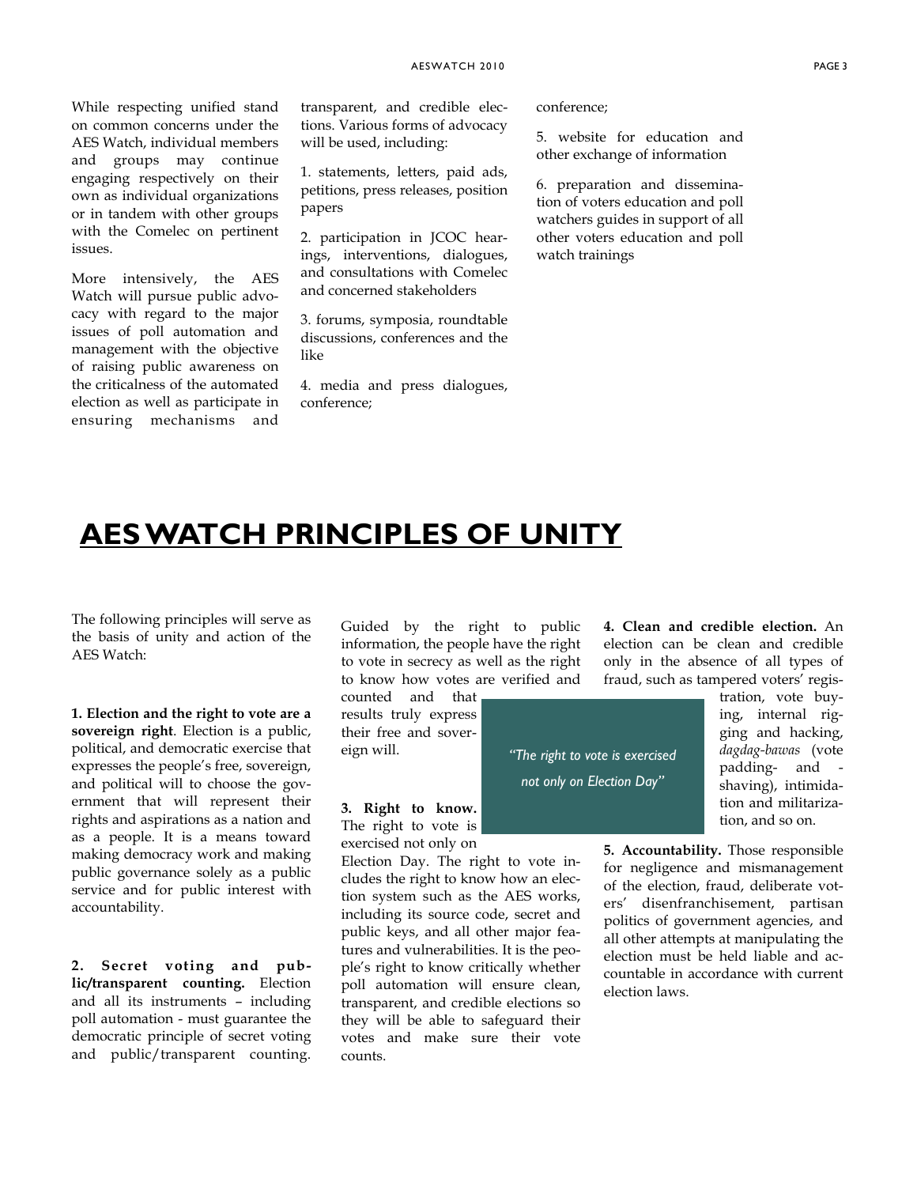While respecting unified stand on common concerns under the AES Watch, individual members and groups may continue engaging respectively on their own as individual organizations or in tandem with other groups with the Comelec on pertinent issues.

More intensively, the AES Watch will pursue public advocacy with regard to the major issues of poll automation and management with the objective of raising public awareness on the criticalness of the automated election as well as participate in ensuring mechanisms and transparent, and credible elections. Various forms of advocacy will be used, including:

1. statements, letters, paid ads, petitions, press releases, position papers

2. participation in JCOC hearings, interventions, dialogues, and consultations with Comelec and concerned stakeholders

3. forums, symposia, roundtable discussions, conferences and the like

4. media and press dialogues, conference;

5. website for education and other exchange of information

6. preparation and dissemination of voters education and poll watchers guides in support of all other voters education and poll watch trainings

# AES WATCH PRINCIPLES OF UNITY

The following principles will serve as the basis of unity and action of the AES Watch:

**1. Election and the right to vote are a sovereign right**. Election is a public, political, and democratic exercise that expresses the people's free, sovereign, and political will to choose the government that will represent their rights and aspirations as a nation and as a people. It is a means toward making democracy work and making public governance solely as a public service and for public interest with accountability.

**2. Secret voting and public/transparent counting.** Election and all its instruments – including poll automation - must guarantee the democratic principle of secret voting and public/transparent counting. Guided by the right to public information, the people have the right to vote in secrecy as well as the right to know how votes are verified and counted and that results truly express their free and sovereign will.

**3. Right to know.** The right to vote is exercised not only on Election Day. The right to vote includes the right to know how an election system such as the AES works, including its source code, secret and public keys, and all other major features and vulnerabilities. It is the people's right to know critically whether poll automation will ensure clean, transparent, and credible elections so they will be able to safeguard their votes and make sure their vote counts.

*"The right to vote is exercised not only on Election Day"*

**4. Clean and credible election.** An election can be clean and credible only in the absence of all types of fraud, such as tampered voters' registration, vote buying, internal rigging and hacking, *dagdag-bawas* (vote padding- and -shaving), intimidation and militarization, and so on.

**5. Accountability.** Those responsible for negligence and mismanagement of the election, fraud, deliberate voters' disenfranchisement, partisan politics of government agencies, and all other attempts at manipulating the election must be held liable and accountable in accordance with current election laws.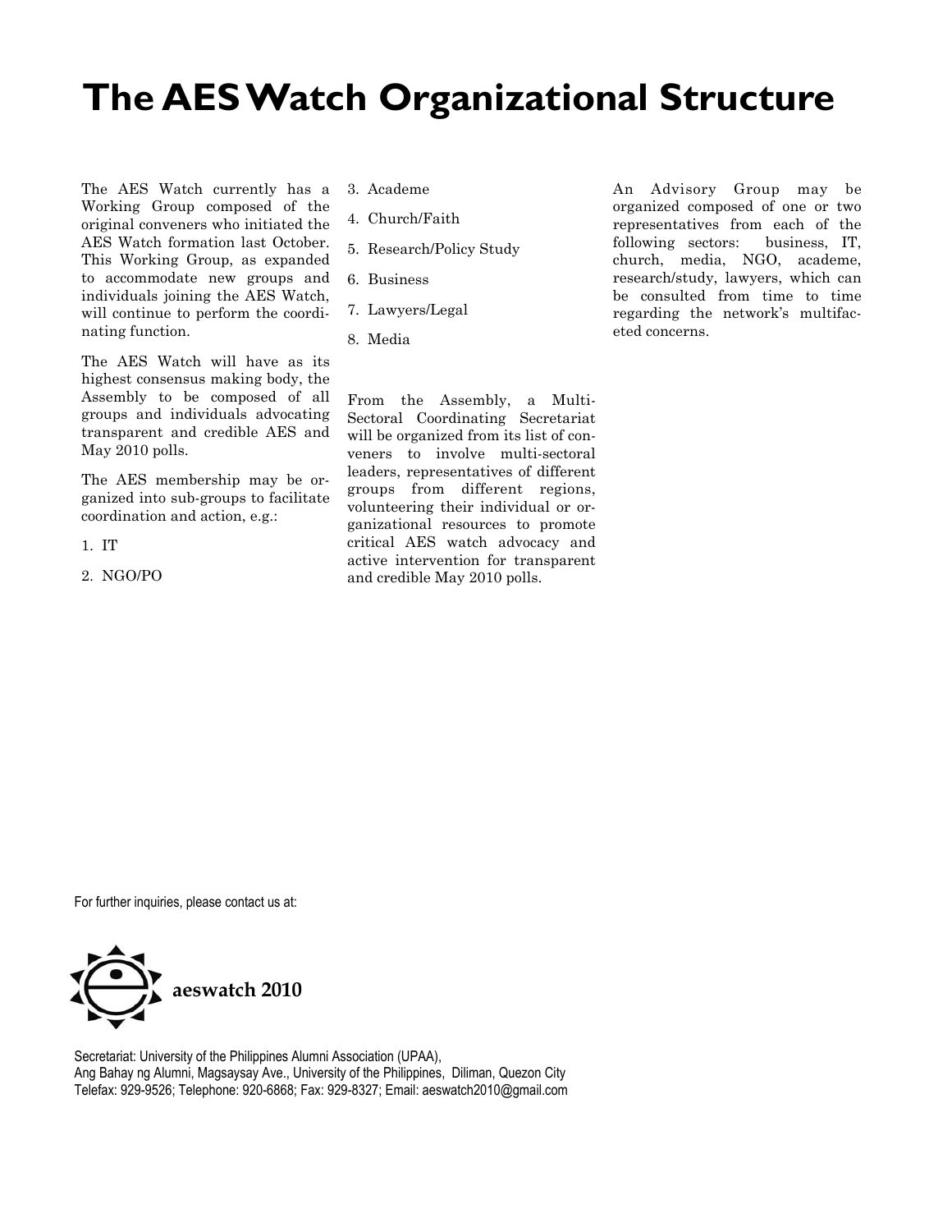# The AES Watch Organizational Structure

The AES Watch currently has a Working Group composed of the original conveners who initiated the AES Watch formation last October. This Working Group, as expanded to accommodate new groups and individuals joining the AES Watch, will continue to perform the coordinating function.

The AES Watch will have as its highest consensus making body, the Assembly to be composed of all groups and individuals advocating transparent and credible AES and May 2010 polls.

The AES membership may be organized into sub-groups to facilitate coordination and action, e.g.:

1. IT
2. NGO/PO
3. Academe
4. Church/Faith
5. Research/Policy Study
6. Business
7. Lawyers/Legal
8. Media

From the Assembly, a Multi-Sectoral Coordinating Secretariat will be organized from its list of conveners to involve multi-sectoral leaders, representatives of different groups from different regions, volunteering their individual or organizational resources to promote critical AES watch advocacy and active intervention for transparent and credible May 2010 polls.

An Advisory Group may be organized composed of one or two representatives from each of the following sectors: business, IT, church, media, NGO, academe, research/study, lawyers, which can be consulted from time to time regarding the network's multifaceted concerns.

For further inquiries, please contact us at:

**aeswatch 2010**

Secretariat: University of the Philippines Alumni Association (UPAA),
Ang Bahay ng Alumni, Magsaysay Ave., University of the Philippines, Diliman, Quezon City
Telefax: 929-9526; Telephone: 920-6868; Fax: 929-8327; Email: aeswatch2010@gmail.com